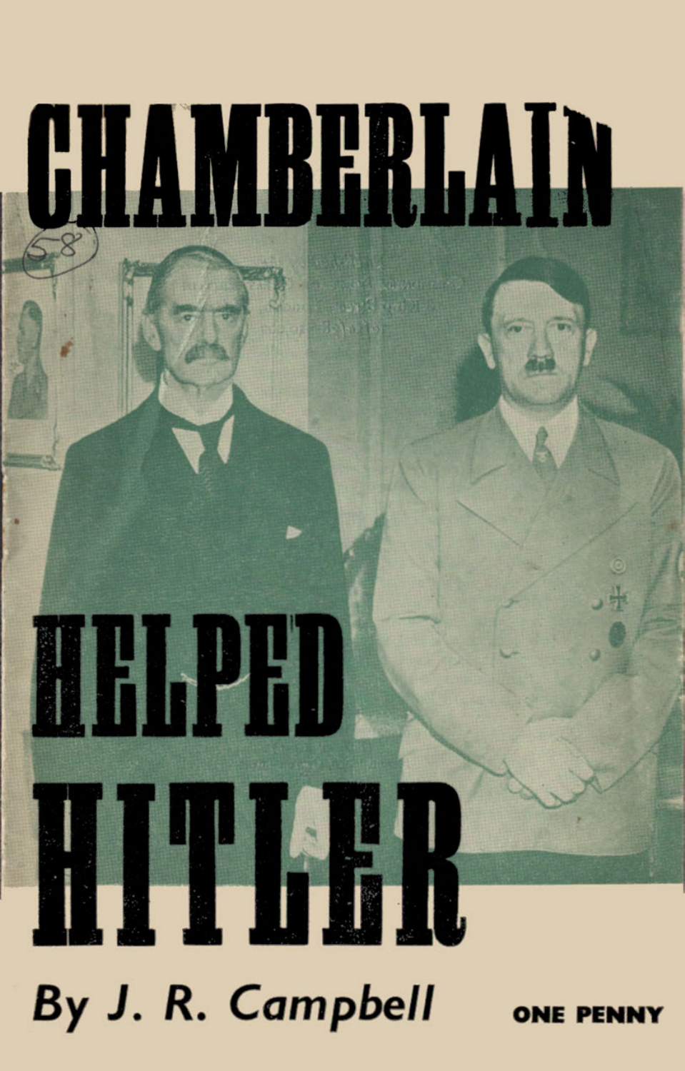# CHAMBERLAIN HELPED HITLER

58

By J. R. Campbell

ONE PENNY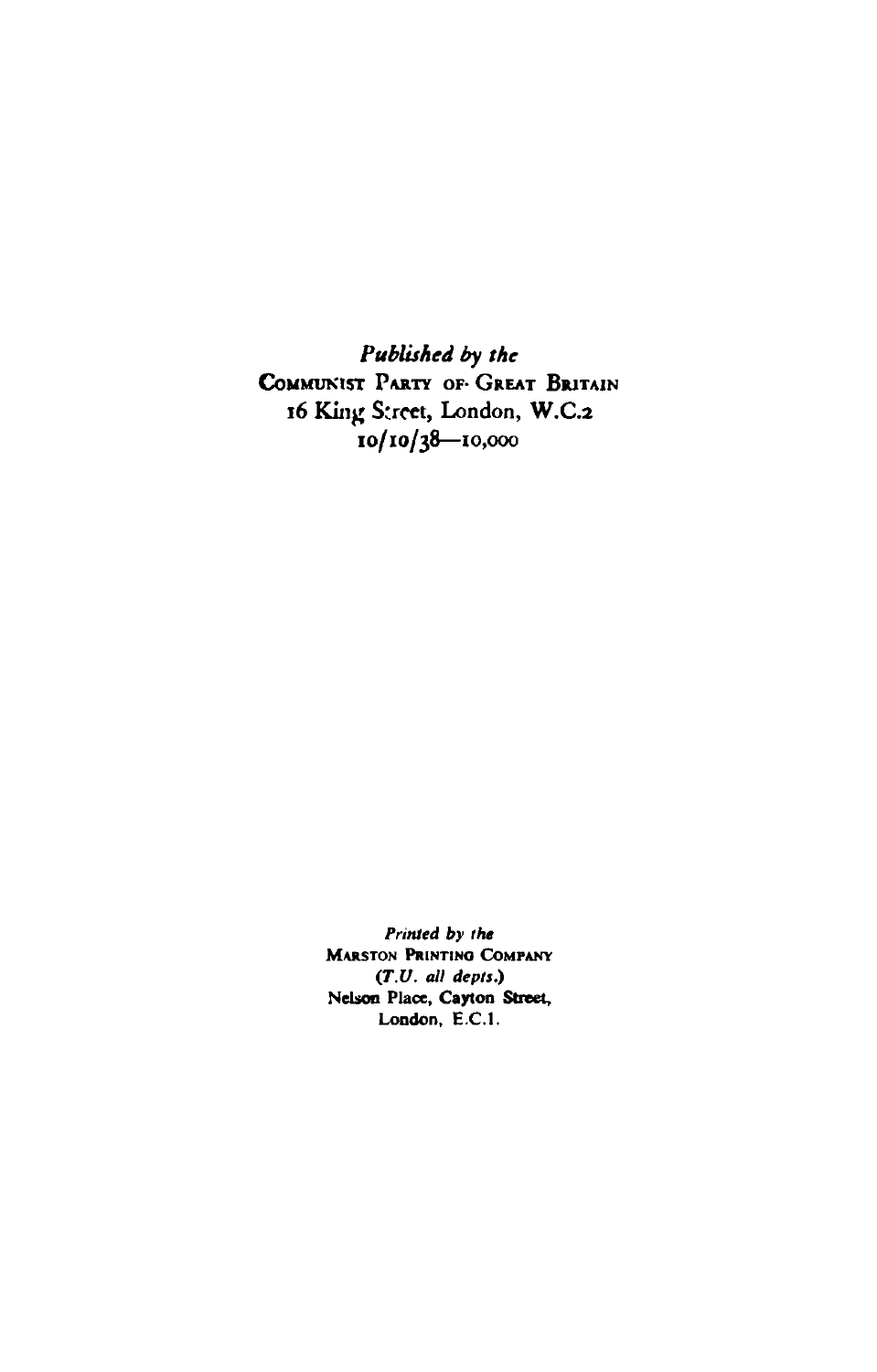*Published by the*
COMMUNIST PARTY OF GREAT BRITAIN
16 King Street, London, W.C.2
10/10/38—10,000

*Printed by the*
MARSTON PRINTING COMPANY
*(T.U. all depts.)*
Nelson Place, Cayton Street,
London, E.C.1.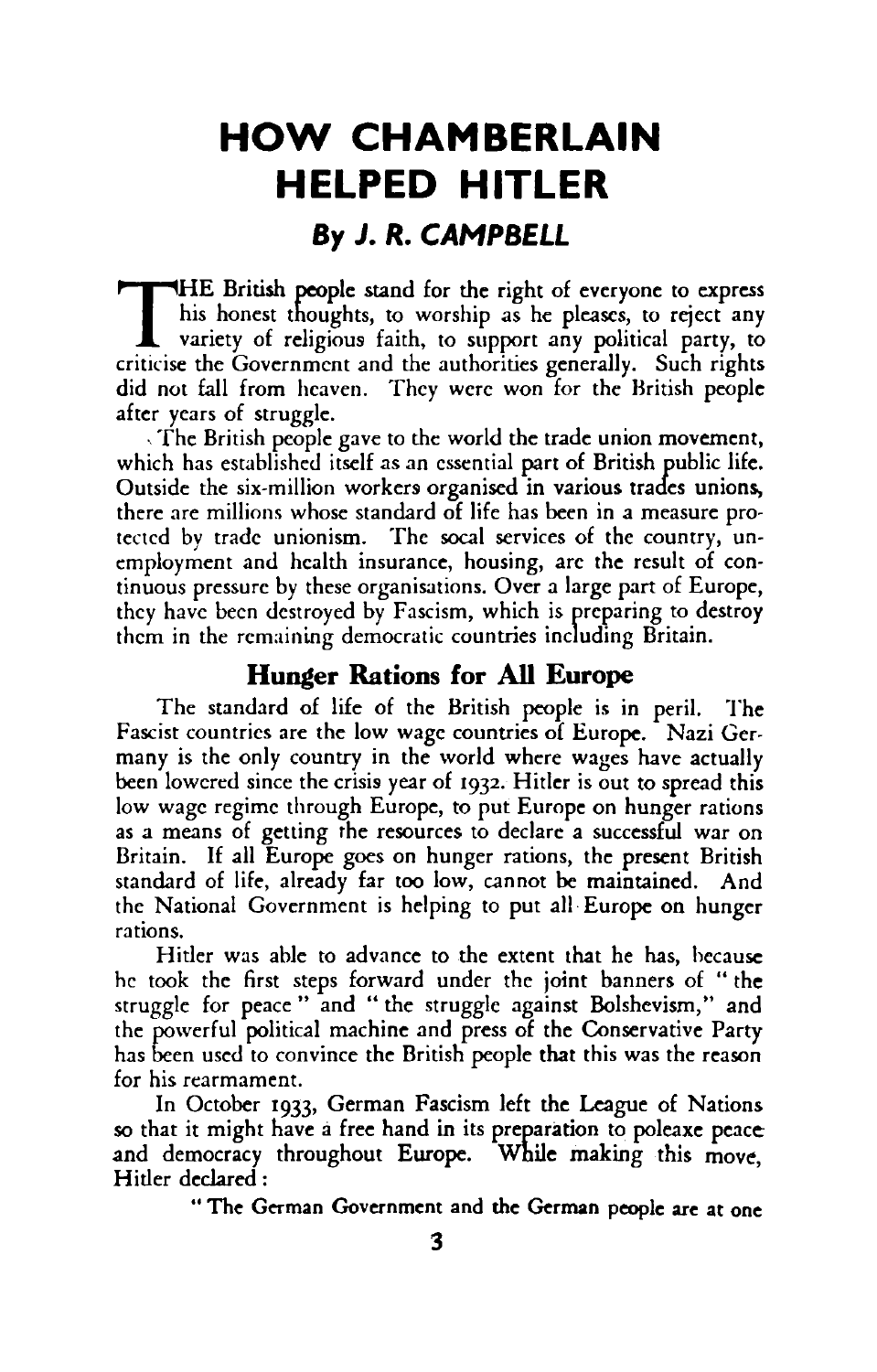# HOW CHAMBERLAIN HELPED HITLER

### *By J. R. CAMPBELL*

THE British people stand for the right of everyone to express his honest thoughts, to worship as he pleases, to reject any variety of religious faith, to support any political party, to criticise the Government and the authorities generally. Such rights did not fall from heaven. They were won for the British people after years of struggle.

The British people gave to the world the trade union movement, which has established itself as an essential part of British public life. Outside the six-million workers organised in various trades unions, there are millions whose standard of life has been in a measure protected by trade unionism. The socal services of the country, unemployment and health insurance, housing, are the result of continuous pressure by these organisations. Over a large part of Europe, they have been destroyed by Fascism, which is preparing to destroy them in the remaining democratic countries including Britain.

## Hunger Rations for All Europe

The standard of life of the British people is in peril. The Fascist countries are the low wage countries of Europe. Nazi Germany is the only country in the world where wages have actually been lowered since the crisis year of 1932. Hitler is out to spread this low wage regime through Europe, to put Europe on hunger rations as a means of getting the resources to declare a successful war on Britain. If all Europe goes on hunger rations, the present British standard of life, already far too low, cannot be maintained. And the National Government is helping to put all Europe on hunger rations.

Hitler was able to advance to the extent that he has, because he took the first steps forward under the joint banners of "the struggle for peace" and "the struggle against Bolshevism," and the powerful political machine and press of the Conservative Party has been used to convince the British people that this was the reason for his rearmament.

In October 1933, German Fascism left the League of Nations so that it might have a free hand in its preparation to poleaxe peace and democracy throughout Europe. While making this move, Hitler declared:

"The German Government and the German people are at one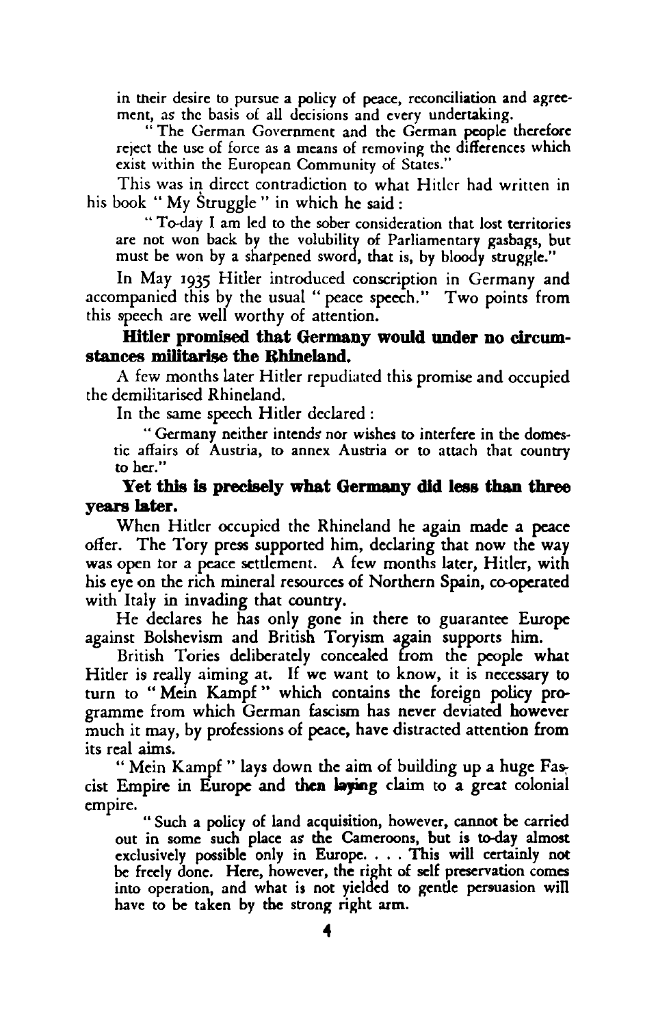in their desire to pursue a policy of peace, reconciliation and agreement, as the basis of all decisions and every undertaking.

> "The German Government and the German people therefore reject the use of force as a means of removing the differences which exist within the European Community of States."

This was in direct contradiction to what Hitler had written in his book "My Struggle" in which he said:

> "To-day I am led to the sober consideration that lost territories are not won back by the volubility of Parliamentary gasbags, but must be won by a sharpened sword, that is, by bloody struggle."

In May 1935 Hitler introduced conscription in Germany and accompanied this by the usual "peace speech." Two points from this speech are well worthy of attention.

**Hitler promised that Germany would under no circumstances militarise the Rhineland.**

A few months later Hitler repudiated this promise and occupied the demilitarised Rhineland.

In the same speech Hitler declared:

> "Germany neither intends nor wishes to interfere in the domestic affairs of Austria, to annex Austria or to attach that country to her."

**Yet this is precisely what Germany did less than three years later.**

When Hitler occupied the Rhineland he again made a peace offer. The Tory press supported him, declaring that now the way was open for a peace settlement. A few months later, Hitler, with his eye on the rich mineral resources of Northern Spain, co-operated with Italy in invading that country.

He declares he has only gone in there to guarantee Europe against Bolshevism and British Toryism again supports him.

British Tories deliberately concealed from the people what Hitler is really aiming at. If we want to know, it is necessary to turn to "Mein Kampf" which contains the foreign policy programme from which German fascism has never deviated however much it may, by professions of peace, have distracted attention from its real aims.

"Mein Kampf" lays down the aim of building up a huge Fascist Empire in Europe and then laying claim to a great colonial empire.

> "Such a policy of land acquisition, however, cannot be carried out in some such place as the Cameroons, but is to-day almost exclusively possible only in Europe. . . . This will certainly not be freely done. Here, however, the right of self preservation comes into operation, and what is not yielded to gentle persuasion will have to be taken by the strong right arm.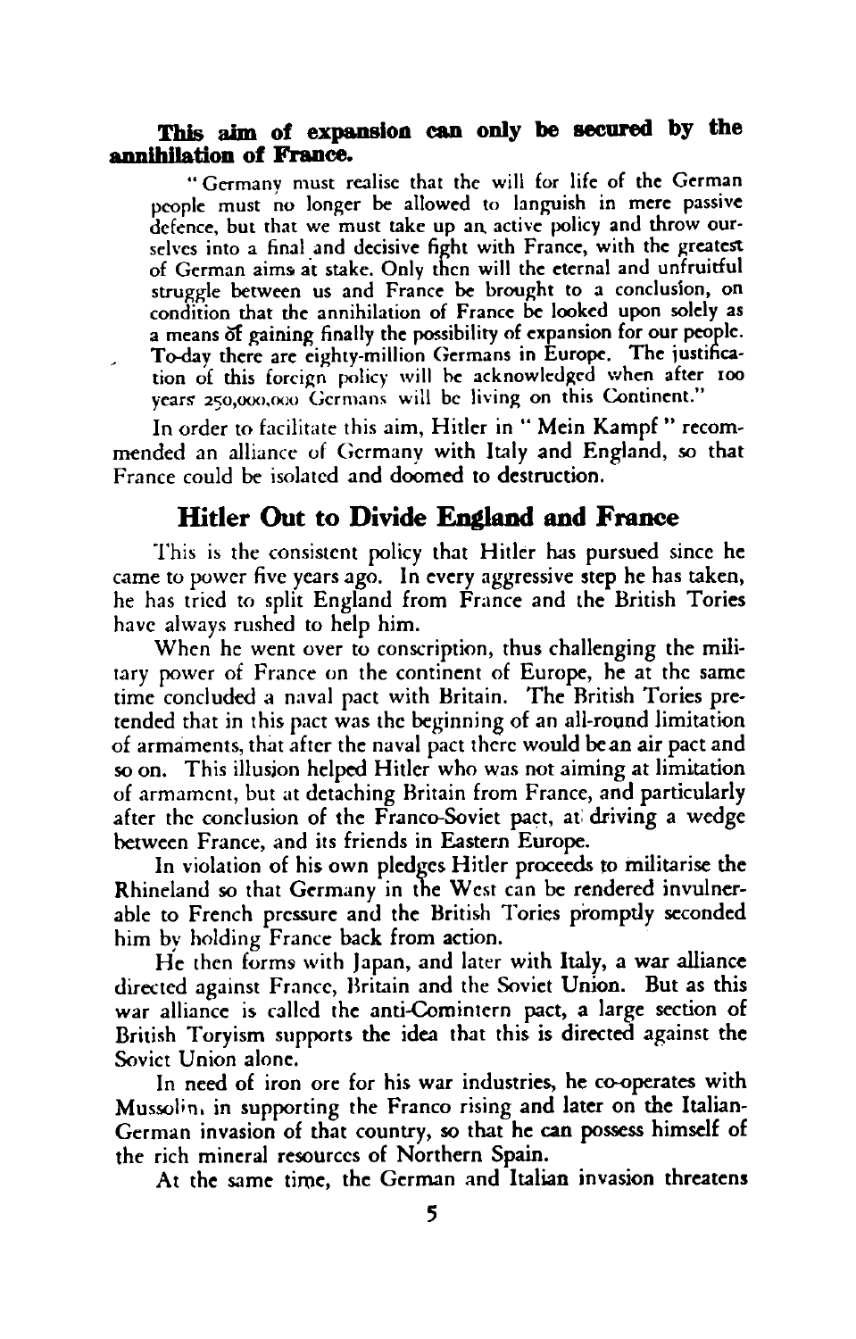**This aim of expansion can only be secured by the annihilation of France.**

> "Germany must realise that the will for life of the German people must no longer be allowed to languish in mere passive defence, but that we must take up an active policy and throw ourselves into a final and decisive fight with France, with the greatest of German aims at stake. Only then will the eternal and unfruitful struggle between us and France be brought to a conclusion, on condition that the annihilation of France be looked upon solely as a means of gaining finally the possibility of expansion for our people. To-day there are eighty-million Germans in Europe. The justification of this foreign policy will be acknowledged when after 100 years 250,000,000 Germans will be living on this Continent."

In order to facilitate this aim, Hitler in " Mein Kampf " recommended an alliance of Germany with Italy and England, so that France could be isolated and doomed to destruction.

## Hitler Out to Divide England and France

This is the consistent policy that Hitler has pursued since he came to power five years ago. In every aggressive step he has taken, he has tried to split England from France and the British Tories have always rushed to help him.

When he went over to conscription, thus challenging the military power of France on the continent of Europe, he at the same time concluded a naval pact with Britain. The British Tories pretended that in this pact was the beginning of an all-round limitation of armaments, that after the naval pact there would be an air pact and so on. This illusion helped Hitler who was not aiming at limitation of armament, but at detaching Britain from France, and particularly after the conclusion of the Franco-Soviet pact, at driving a wedge between France, and its friends in Eastern Europe.

In violation of his own pledges Hitler proceeds to militarise the Rhineland so that Germany in the West can be rendered invulnerable to French pressure and the British Tories promptly seconded him by holding France back from action.

He then forms with Japan, and later with Italy, a war alliance directed against France, Britain and the Soviet Union. But as this war alliance is called the anti-Comintern pact, a large section of British Toryism supports the idea that this is directed against the Soviet Union alone.

In need of iron ore for his war industries, he co-operates with Mussolini in supporting the Franco rising and later on the Italian-German invasion of that country, so that he can possess himself of the rich mineral resources of Northern Spain.

At the same time, the German and Italian invasion threatens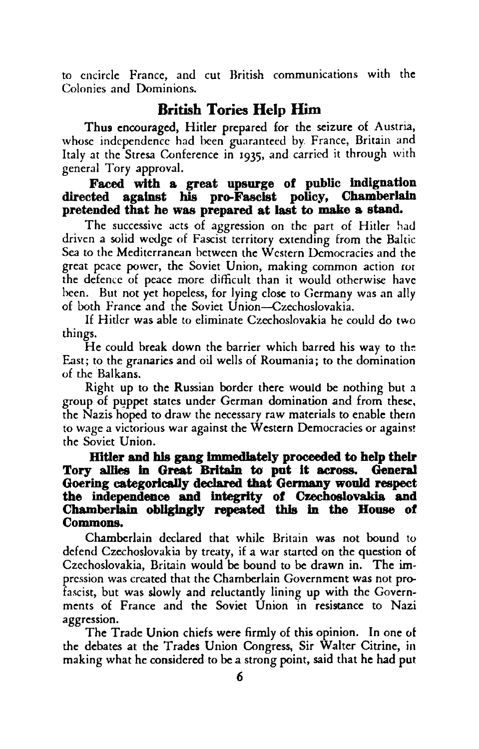to encircle France, and cut British communications with the Colonies and Dominions.

## British Tories Help Him

Thus encouraged, Hitler prepared for the seizure of Austria, whose independence had been guaranteed by France, Britain and Italy at the Stresa Conference in 1935, and carried it through with general Tory approval.

**Faced with a great upsurge of public indignation directed against his pro-Fascist policy, Chamberlain pretended that he was prepared at last to make a stand.**

The successive acts of aggression on the part of Hitler had driven a solid wedge of Fascist territory extending from the Baltic Sea to the Mediterranean between the Western Democracies and the great peace power, the Soviet Union, making common action for the defence of peace more difficult than it would otherwise have been. But not yet hopeless, for lying close to Germany was an ally of both France and the Soviet Union—Czechoslovakia.

If Hitler was able to eliminate Czechoslovakia he could do two things.

He could break down the barrier which barred his way to the East; to the granaries and oil wells of Roumania; to the domination of the Balkans.

Right up to the Russian border there would be nothing but a group of puppet states under German domination and from these, the Nazis hoped to draw the necessary raw materials to enable them to wage a victorious war against the Western Democracies or against the Soviet Union.

**Hitler and his gang immediately proceeded to help their Tory allies in Great Britain to put it across. General Goering categorically declared that Germany would respect the independence and integrity of Czechoslovakia and Chamberlain obligingly repeated this in the House of Commons.**

Chamberlain declared that while Britain was not bound to defend Czechoslovakia by treaty, if a war started on the question of Czechoslovakia, Britain would be bound to be drawn in. The impression was created that the Chamberlain Government was not pro-fascist, but was slowly and reluctantly lining up with the Governments of France and the Soviet Union in resistance to Nazi aggression.

The Trade Union chiefs were firmly of this opinion. In one of the debates at the Trades Union Congress, Sir Walter Citrine, in making what he considered to be a strong point, said that he had put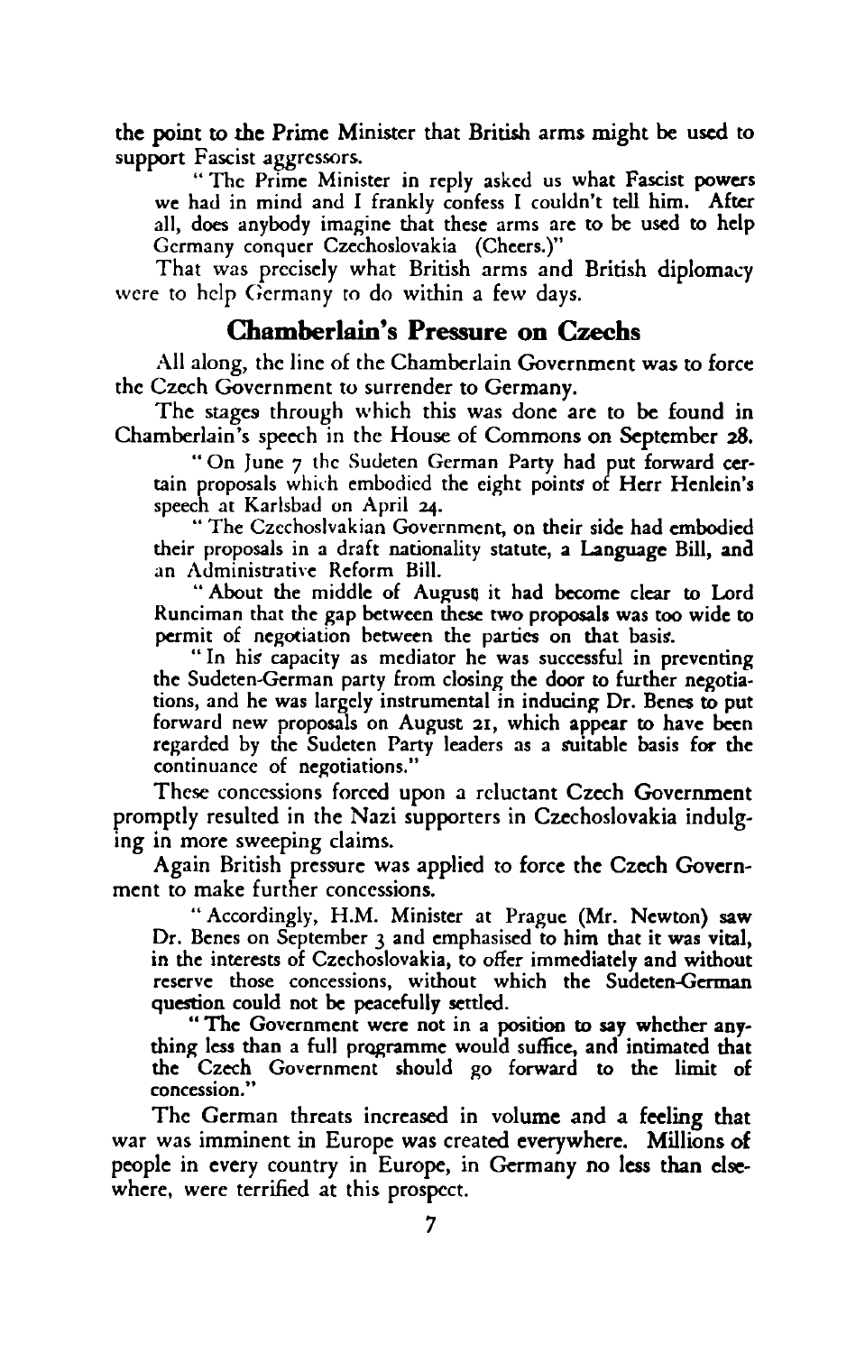the point to the Prime Minister that British arms might be used to support Fascist aggressors.

"The Prime Minister in reply asked us what Fascist powers we had in mind and I frankly confess I couldn't tell him. After all, does anybody imagine that these arms are to be used to help Germany conquer Czechoslovakia (Cheers.)"

That was precisely what British arms and British diplomacy were to help Germany to do within a few days.

## Chamberlain's Pressure on Czechs

All along, the line of the Chamberlain Government was to force the Czech Government to surrender to Germany.

The stages through which this was done are to be found in Chamberlain's speech in the House of Commons on September 28.

> "On June 7 the Sudeten German Party had put forward certain proposals which embodied the eight points of Herr Henlein's speech at Karlsbad on April 24.
>
> "The Czechoslvakian Government, on their side had embodied their proposals in a draft nationality statute, a Language Bill, and an Administrative Reform Bill.
>
> "About the middle of August it had become clear to Lord Runciman that the gap between these two proposals was too wide to permit of negotiation between the parties on that basis.
>
> "In his capacity as mediator he was successful in preventing the Sudeten-German party from closing the door to further negotiations, and he was largely instrumental in inducing Dr. Benes to put forward new proposals on August 21, which appear to have been regarded by the Sudeten Party leaders as a suitable basis for the continuance of negotiations."

These concessions forced upon a reluctant Czech Government promptly resulted in the Nazi supporters in Czechoslovakia indulging in more sweeping claims.

Again British pressure was applied to force the Czech Government to make further concessions.

> "Accordingly, H.M. Minister at Prague (Mr. Newton) saw Dr. Benes on September 3 and emphasised to him that it was vital, in the interests of Czechoslovakia, to offer immediately and without reserve those concessions, without which the Sudeten-German question could not be peacefully settled.
>
> "The Government were not in a position to say whether anything less than a full programme would suffice, and intimated that the Czech Government should go forward to the limit of concession."

The German threats increased in volume and a feeling that war was imminent in Europe was created everywhere. Millions of people in every country in Europe, in Germany no less than elsewhere, were terrified at this prospect.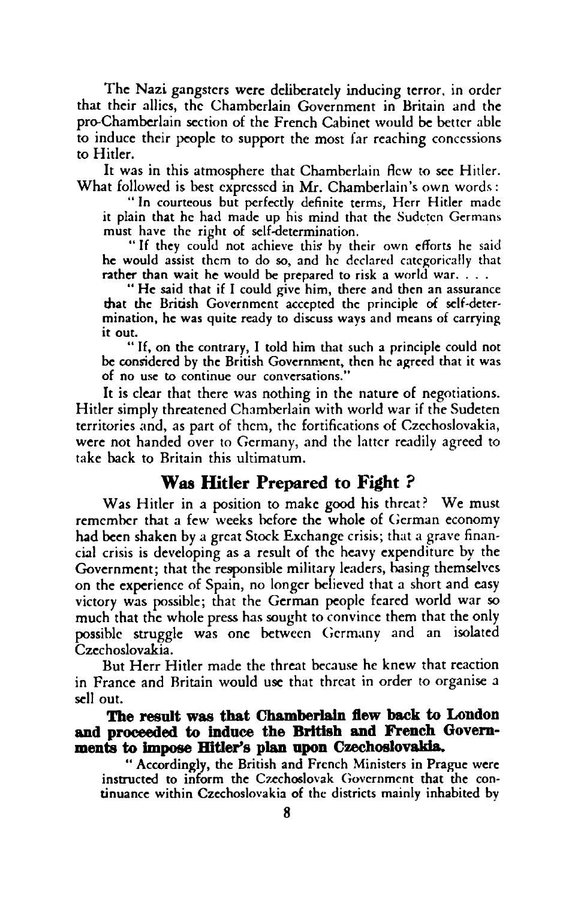The Nazi gangsters were deliberately inducing terror, in order that their allies, the Chamberlain Government in Britain and the pro-Chamberlain section of the French Cabinet would be better able to induce their people to support the most far reaching concessions to Hitler.

It was in this atmosphere that Chamberlain flew to see Hitler. What followed is best expressed in Mr. Chamberlain's own words:

> "In courteous but perfectly definite terms, Herr Hitler made it plain that he had made up his mind that the Sudeten Germans must have the right of self-determination.
>
> "If they could not achieve this by their own efforts he said he would assist them to do so, and he declared categorically that rather than wait he would be prepared to risk a world war. . . .
>
> "He said that if I could give him, there and then an assurance that the British Government accepted the principle of self-determination, he was quite ready to discuss ways and means of carrying it out.
>
> "If, on the contrary, I told him that such a principle could not be considered by the British Government, then he agreed that it was of no use to continue our conversations."

It is clear that there was nothing in the nature of negotiations. Hitler simply threatened Chamberlain with world war if the Sudeten territories and, as part of them, the fortifications of Czechoslovakia, were not handed over to Germany, and the latter readily agreed to take back to Britain this ultimatum.

## Was Hitler Prepared to Fight ?

Was Hitler in a position to make good his threat? We must remember that a few weeks before the whole of German economy had been shaken by a great Stock Exchange crisis; that a grave financial crisis is developing as a result of the heavy expenditure by the Government; that the responsible military leaders, basing themselves on the experience of Spain, no longer believed that a short and easy victory was possible; that the German people feared world war so much that the whole press has sought to convince them that the only possible struggle was one between Germany and an isolated Czechoslovakia.

But Herr Hitler made the threat because he knew that reaction in France and Britain would use that threat in order to organise a sell out.

**The result was that Chamberlain flew back to London and proceeded to induce the British and French Governments to impose Hitler's plan upon Czechoslovakia.**

> "Accordingly, the British and French Ministers in Prague were instructed to inform the Czechoslovak Government that the continuance within Czechoslovakia of the districts mainly inhabited by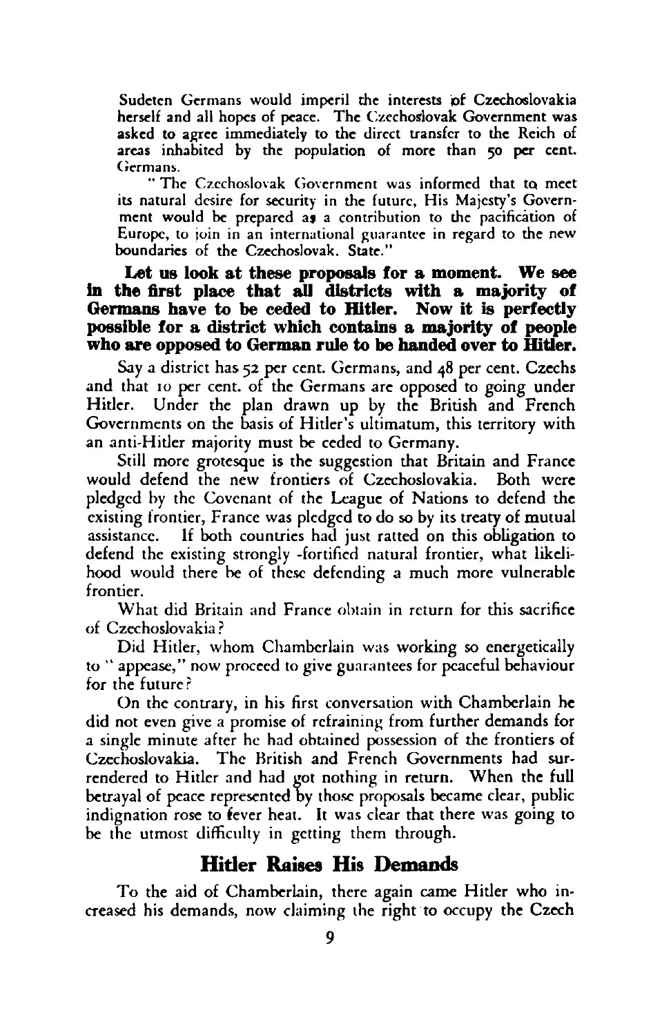Sudeten Germans would imperil the interests of Czechoslovakia herself and all hopes of peace. The Czechoslovak Government was asked to agree immediately to the direct transfer to the Reich of areas inhabited by the population of more than 50 per cent. Germans.

"The Czechoslovak Government was informed that to meet its natural desire for security in the future, His Majesty's Government would be prepared as a contribution to the pacification of Europe, to join in an international guarantee in regard to the new boundaries of the Czechoslovak. State."

**Let us look at these proposals for a moment. We see in the first place that all districts with a majority of Germans have to be ceded to Hitler. Now it is perfectly possible for a district which contains a majority of people who are opposed to German rule to be handed over to Hitler.**

Say a district has 52 per cent. Germans, and 48 per cent. Czechs and that 10 per cent. of the Germans are opposed to going under Hitler. Under the plan drawn up by the British and French Governments on the basis of Hitler's ultimatum, this territory with an anti-Hitler majority must be ceded to Germany.

Still more grotesque is the suggestion that Britain and France would defend the new frontiers of Czechoslovakia. Both were pledged by the Covenant of the League of Nations to defend the existing frontier, France was pledged to do so by its treaty of mutual assistance. If both countries had just ratted on this obligation to defend the existing strongly -fortified natural frontier, what likelihood would there be of these defending a much more vulnerable frontier.

What did Britain and France obtain in return for this sacrifice of Czechoslovakia?

Did Hitler, whom Chamberlain was working so energetically to "appease," now proceed to give guarantees for peaceful behaviour for the future?

On the contrary, in his first conversation with Chamberlain he did not even give a promise of refraining from further demands for a single minute after he had obtained possession of the frontiers of Czechoslovakia. The British and French Governments had surrendered to Hitler and had got nothing in return. When the full betrayal of peace represented by those proposals became clear, public indignation rose to fever heat. It was clear that there was going to be the utmost difficulty in getting them through.

## Hitler Raises His Demands

To the aid of Chamberlain, there again came Hitler who increased his demands, now claiming the right to occupy the Czech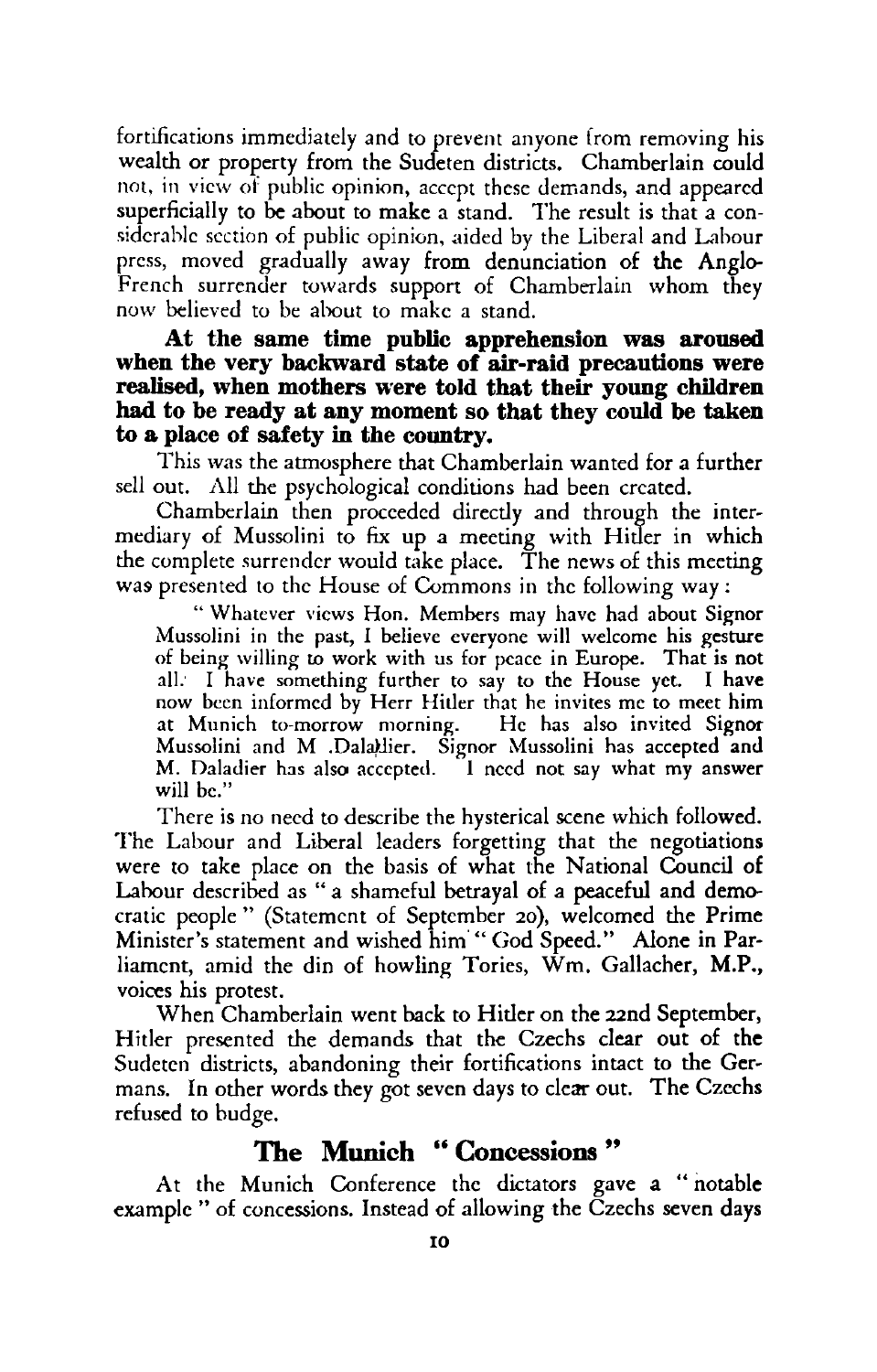fortifications immediately and to prevent anyone from removing his wealth or property from the Sudeten districts. Chamberlain could not, in view of public opinion, accept these demands, and appeared superficially to be about to make a stand. The result is that a considerable section of public opinion, aided by the Liberal and Labour press, moved gradually away from denunciation of the Anglo-French surrender towards support of Chamberlain whom they now believed to be about to make a stand.

**At the same time public apprehension was aroused when the very backward state of air-raid precautions were realised, when mothers were told that their young children had to be ready at any moment so that they could be taken to a place of safety in the country.**

This was the atmosphere that Chamberlain wanted for a further sell out. All the psychological conditions had been created.

Chamberlain then proceeded directly and through the intermediary of Mussolini to fix up a meeting with Hitler in which the complete surrender would take place. The news of this meeting was presented to the House of Commons in the following way:

> "Whatever views Hon. Members may have had about Signor Mussolini in the past, I believe everyone will welcome his gesture of being willing to work with us for peace in Europe. That is not all. I have something further to say to the House yet. I have now been informed by Herr Hitler that he invites me to meet him at Munich to-morrow morning. He has also invited Signor Mussolini and M. Daladier. Signor Mussolini has accepted and M. Daladier has also accepted. I need not say what my answer will be."

There is no need to describe the hysterical scene which followed. The Labour and Liberal leaders forgetting that the negotiations were to take place on the basis of what the National Council of Labour described as "a shameful betrayal of a peaceful and democratic people" (Statement of September 20), welcomed the Prime Minister's statement and wished him "God Speed." Alone in Parliament, amid the din of howling Tories, Wm. Gallacher, M.P., voices his protest.

When Chamberlain went back to Hitler on the 22nd September, Hitler presented the demands that the Czechs clear out of the Sudeten districts, abandoning their fortifications intact to the Germans. In other words they got seven days to clear out. The Czechs refused to budge.

## The Munich "Concessions"

At the Munich Conference the dictators gave a "notable example" of concessions. Instead of allowing the Czechs seven days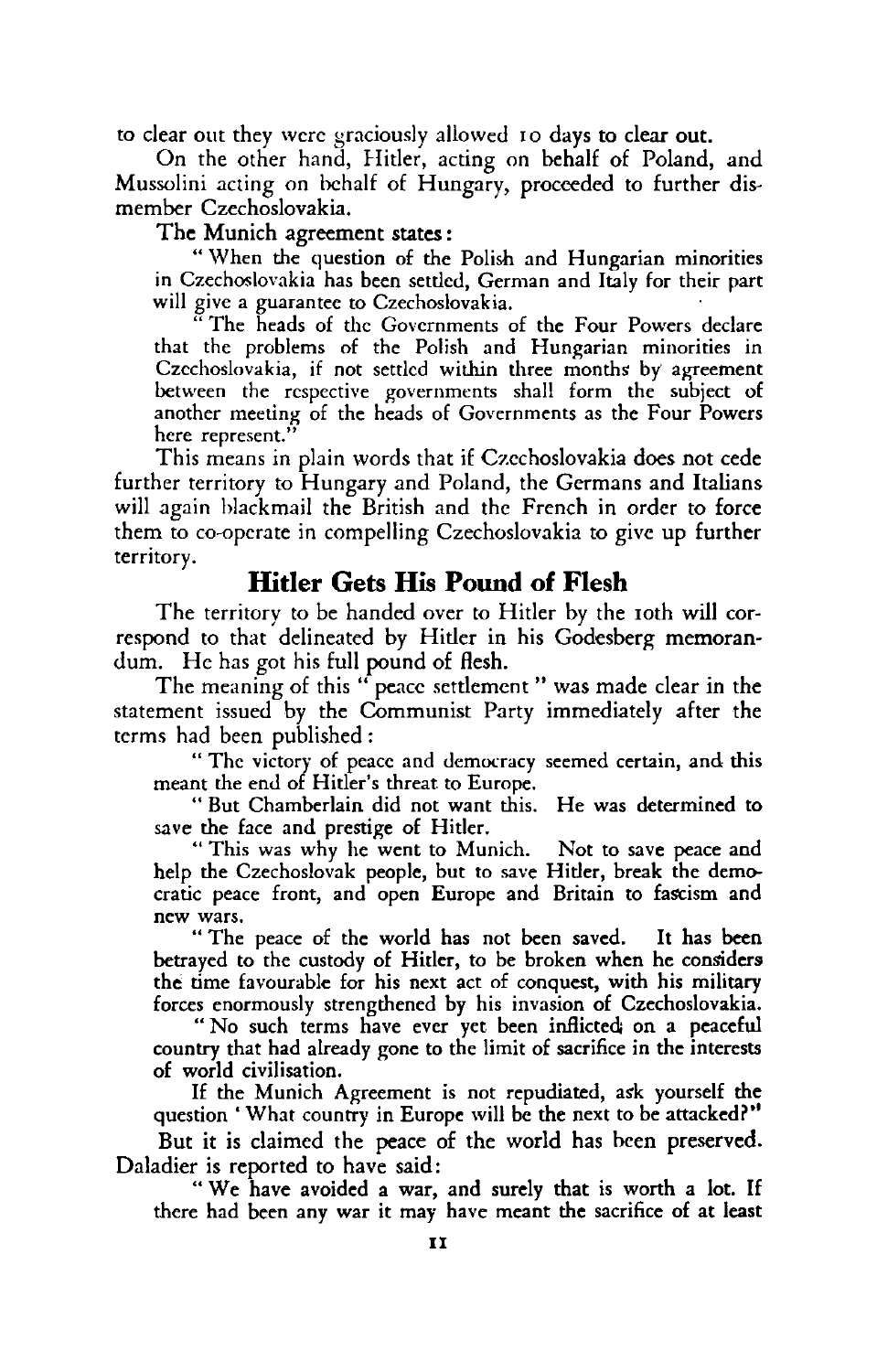to clear out they were graciously allowed 10 days to clear out.

On the other hand, Hitler, acting on behalf of Poland, and Mussolini acting on behalf of Hungary, proceeded to further dismember Czechoslovakia.

The Munich agreement states:

> "When the question of the Polish and Hungarian minorities in Czechoslovakia has been settled, German and Italy for their part will give a guarantee to Czechoslovakia.
>
> "The heads of the Governments of the Four Powers declare that the problems of the Polish and Hungarian minorities in Czechoslovakia, if not settled within three months by agreement between the respective governments shall form the subject of another meeting of the heads of Governments as the Four Powers here represent."

This means in plain words that if Czechoslovakia does not cede further territory to Hungary and Poland, the Germans and Italians will again blackmail the British and the French in order to force them to co-operate in compelling Czechoslovakia to give up further territory.

## Hitler Gets His Pound of Flesh

The territory to be handed over to Hitler by the 10th will correspond to that delineated by Hitler in his Godesberg memorandum. He has got his full pound of flesh.

The meaning of this "peace settlement" was made clear in the statement issued by the Communist Party immediately after the terms had been published:

> "The victory of peace and democracy seemed certain, and this meant the end of Hitler's threat to Europe.
>
> "But Chamberlain did not want this. He was determined to save the face and prestige of Hitler.
>
> "This was why he went to Munich. Not to save peace and help the Czechoslovak people, but to save Hitler, break the democratic peace front, and open Europe and Britain to fascism and new wars.
>
> "The peace of the world has not been saved. It has been betrayed to the custody of Hitler, to be broken when he considers the time favourable for his next act of conquest, with his military forces enormously strengthened by his invasion of Czechoslovakia.
>
> "No such terms have ever yet been inflicted on a peaceful country that had already gone to the limit of sacrifice in the interests of world civilisation.
>
> If the Munich Agreement is not repudiated, ask yourself the question 'What country in Europe will be the next to be attacked?"

But it is claimed the peace of the world has been preserved. Daladier is reported to have said:

> "We have avoided a war, and surely that is worth a lot. If there had been any war it may have meant the sacrifice of at least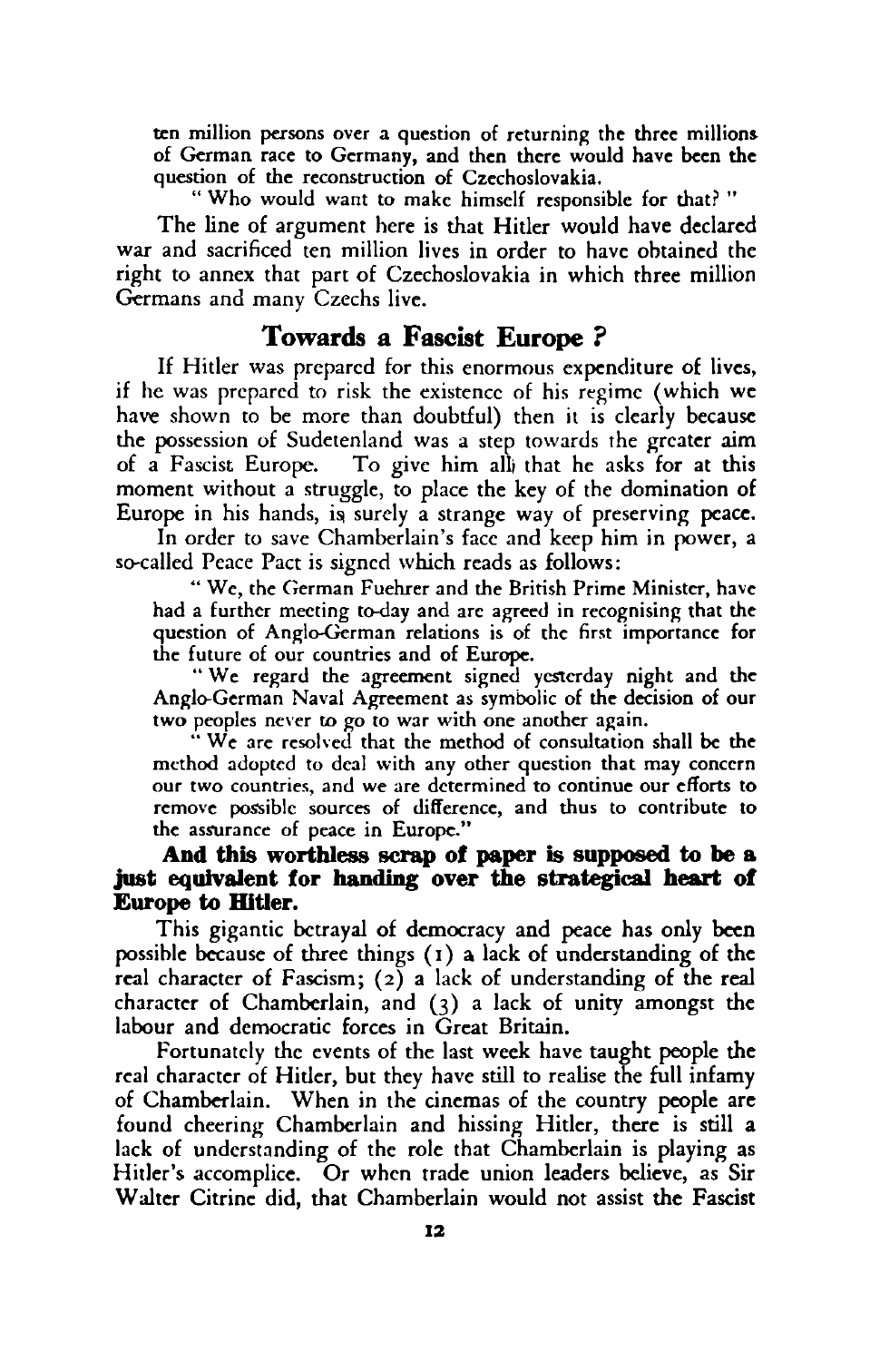ten million persons over a question of returning the three millions of German race to Germany, and then there would have been the question of the reconstruction of Czechoslovakia.

"Who would want to make himself responsible for that?"

The line of argument here is that Hitler would have declared war and sacrificed ten million lives in order to have obtained the right to annex that part of Czechoslovakia in which three million Germans and many Czechs live.

## Towards a Fascist Europe ?

If Hitler was prepared for this enormous expenditure of lives, if he was prepared to risk the existence of his regime (which we have shown to be more than doubtful) then it is clearly because the possession of Sudetenland was a step towards the greater aim of a Fascist Europe. To give him all that he asks for at this moment without a struggle, to place the key of the domination of Europe in his hands, is surely a strange way of preserving peace.

In order to save Chamberlain's face and keep him in power, a so-called Peace Pact is signed which reads as follows:

"We, the German Fuehrer and the British Prime Minister, have had a further meeting to-day and are agreed in recognising that the question of Anglo-German relations is of the first importance for the future of our countries and of Europe.

"We regard the agreement signed yesterday night and the Anglo-German Naval Agreement as symbolic of the decision of our two peoples never to go to war with one another again.

"We are resolved that the method of consultation shall be the method adopted to deal with any other question that may concern our two countries, and we are determined to continue our efforts to remove possible sources of difference, and thus to contribute to the assurance of peace in Europe."

**And this worthless scrap of paper is supposed to be a just equivalent for handing over the strategical heart of Europe to Hitler.**

This gigantic betrayal of democracy and peace has only been possible because of three things (1) a lack of understanding of the real character of Fascism; (2) a lack of understanding of the real character of Chamberlain, and (3) a lack of unity amongst the labour and democratic forces in Great Britain.

Fortunately the events of the last week have taught people the real character of Hitler, but they have still to realise the full infamy of Chamberlain. When in the cinemas of the country people are found cheering Chamberlain and hissing Hitler, there is still a lack of understanding of the role that Chamberlain is playing as Hitler's accomplice. Or when trade union leaders believe, as Sir Walter Citrine did, that Chamberlain would not assist the Fascist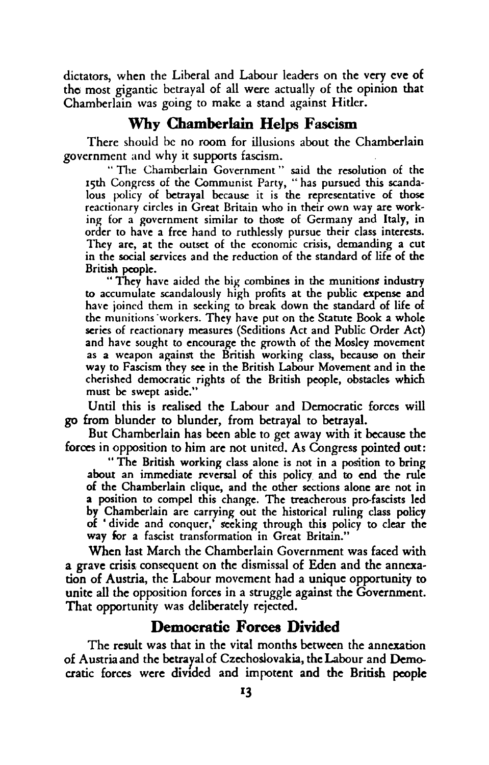dictators, when the Liberal and Labour leaders on the very eve of the most gigantic betrayal of all were actually of the opinion that Chamberlain was going to make a stand against Hitler.

## Why Chamberlain Helps Fascism

There should be no room for illusions about the Chamberlain government and why it supports fascism.

> "The Chamberlain Government" said the resolution of the 15th Congress of the Communist Party, "has pursued this scandalous policy of betrayal because it is the representative of those reactionary circles in Great Britain who in their own way are working for a government similar to those of Germany and Italy, in order to have a free hand to ruthlessly pursue their class interests. They are, at the outset of the economic crisis, demanding a cut in the social services and the reduction of the standard of life of the British people.
>
> "They have aided the big combines in the munitions industry to accumulate scandalously high profits at the public expense and have joined them in seeking to break down the standard of life of the munitions workers. They have put on the Statute Book a whole series of reactionary measures (Seditions Act and Public Order Act) and have sought to encourage the growth of the Mosley movement as a weapon against the British working class, because on their way to Fascism they see in the British Labour Movement and in the cherished democratic rights of the British people, obstacles which must be swept aside."

Until this is realised the Labour and Democratic forces will go from blunder to blunder, from betrayal to betrayal.

But Chamberlain has been able to get away with it because the forces in opposition to him are not united. As Congress pointed out:

> "The British working class alone is not in a position to bring about an immediate reversal of this policy and to end the rule of the Chamberlain clique, and the other sections alone are not in a position to compel this change. The treacherous pro-fascists led by Chamberlain are carrying out the historical ruling class policy of 'divide and conquer,' seeking through this policy to clear the way for a fascist transformation in Great Britain."

When last March the Chamberlain Government was faced with a grave crisis consequent on the dismissal of Eden and the annexation of Austria, the Labour movement had a unique opportunity to unite all the opposition forces in a struggle against the Government. That opportunity was deliberately rejected.

## Democratic Forces Divided

The result was that in the vital months between the annexation of Austria and the betrayal of Czechoslovakia, the Labour and Democratic forces were divided and impotent and the British people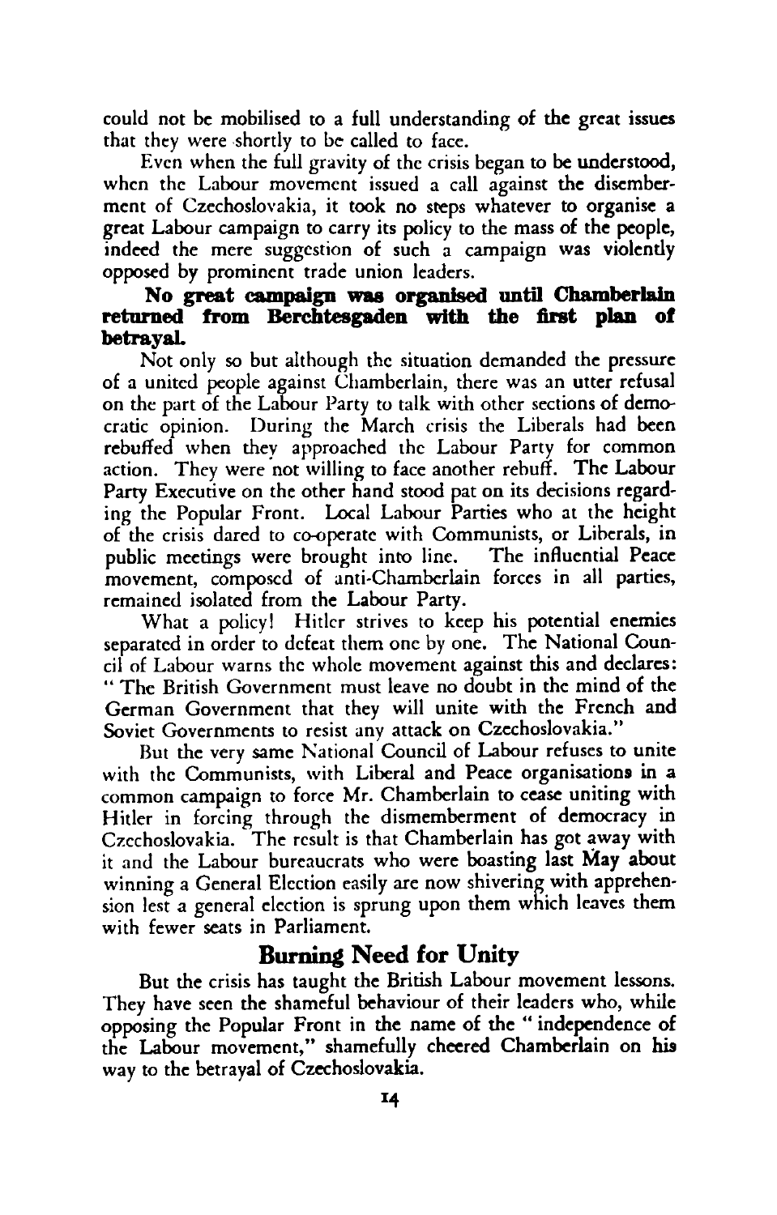could not be mobilised to a full understanding of the great issues that they were shortly to be called to face.

Even when the full gravity of the crisis began to be understood, when the Labour movement issued a call against the dismemberment of Czechoslovakia, it took no steps whatever to organise a great Labour campaign to carry its policy to the mass of the people, indeed the mere suggestion of such a campaign was violently opposed by prominent trade union leaders.

**No great campaign was organised until Chamberlain returned from Berchtesgaden with the first plan of betrayal.**

Not only so but although the situation demanded the pressure of a united people against Chamberlain, there was an utter refusal on the part of the Labour Party to talk with other sections of democratic opinion. During the March crisis the Liberals had been rebuffed when they approached the Labour Party for common action. They were not willing to face another rebuff. The Labour Party Executive on the other hand stood pat on its decisions regarding the Popular Front. Local Labour Parties who at the height of the crisis dared to co-operate with Communists, or Liberals, in public meetings were brought into line. The influential Peace movement, composed of anti-Chamberlain forces in all parties, remained isolated from the Labour Party.

What a policy! Hitler strives to keep his potential enemies separated in order to defeat them one by one. The National Council of Labour warns the whole movement against this and declares: " The British Government must leave no doubt in the mind of the German Government that they will unite with the French and Soviet Governments to resist any attack on Czechoslovakia."

But the very same National Council of Labour refuses to unite with the Communists, with Liberal and Peace organisations in a common campaign to force Mr. Chamberlain to cease uniting with Hitler in forcing through the dismemberment of democracy in Czechoslovakia. The result is that Chamberlain has got away with it and the Labour bureaucrats who were boasting last May about winning a General Election easily are now shivering with apprehension lest a general election is sprung upon them which leaves them with fewer seats in Parliament.

## Burning Need for Unity

But the crisis has taught the British Labour movement lessons. They have seen the shameful behaviour of their leaders who, while opposing the Popular Front in the name of the " independence of the Labour movement," shamefully cheered Chamberlain on his way to the betrayal of Czechoslovakia.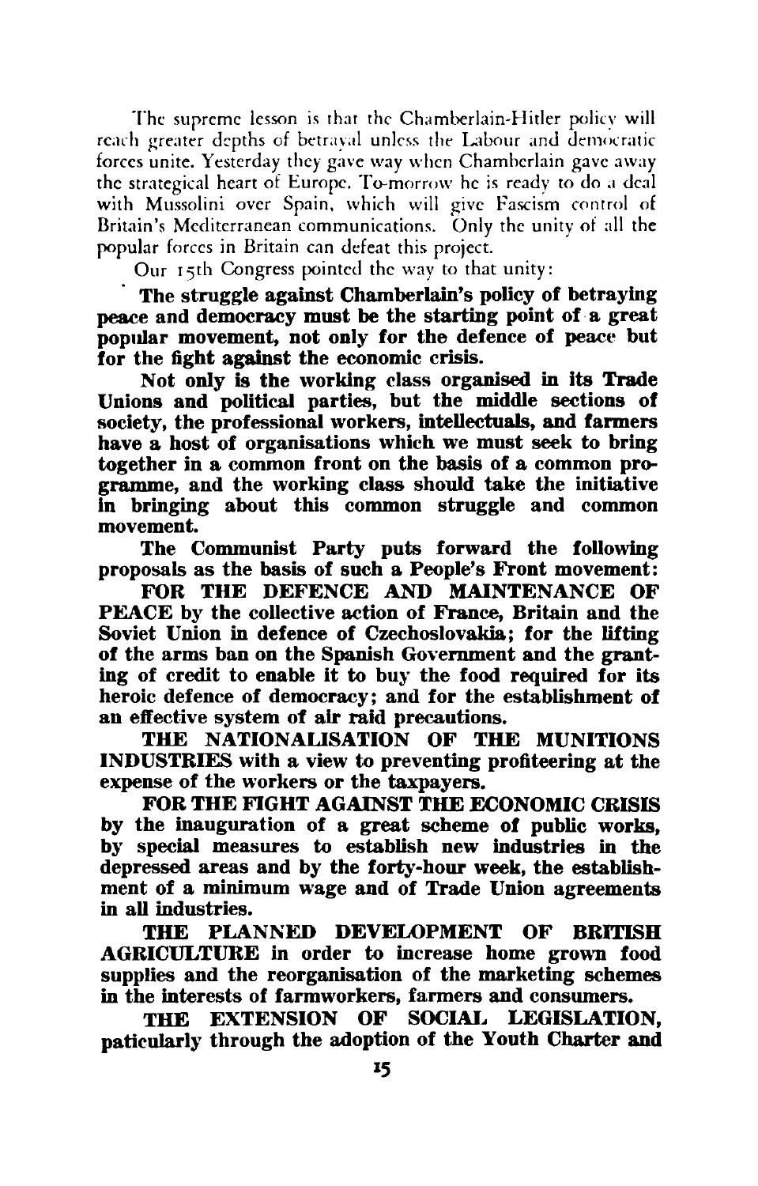The supreme lesson is that the Chamberlain-Hitler policy will reach greater depths of betrayal unless the Labour and democratic forces unite. Yesterday they gave way when Chamberlain gave away the strategical heart of Europe. To-morrow he is ready to do a deal with Mussolini over Spain, which will give Fascism control of Britain's Mediterranean communications. Only the unity of all the popular forces in Britain can defeat this project.

Our 15th Congress pointed the way to that unity:

**The struggle against Chamberlain's policy of betraying peace and democracy must be the starting point of a great popular movement, not only for the defence of peace but for the fight against the economic crisis.**

**Not only is the working class organised in its Trade Unions and political parties, but the middle sections of society, the professional workers, intellectuals, and farmers have a host of organisations which we must seek to bring together in a common front on the basis of a common programme, and the working class should take the initiative in bringing about this common struggle and common movement.**

**The Communist Party puts forward the following proposals as the basis of such a People's Front movement:**

**FOR THE DEFENCE AND MAINTENANCE OF PEACE by the collective action of France, Britain and the Soviet Union in defence of Czechoslovakia; for the lifting of the arms ban on the Spanish Government and the granting of credit to enable it to buy the food required for its heroic defence of democracy; and for the establishment of an effective system of air raid precautions.**

**THE NATIONALISATION OF THE MUNITIONS INDUSTRIES with a view to preventing profiteering at the expense of the workers or the taxpayers.**

**FOR THE FIGHT AGAINST THE ECONOMIC CRISIS by the inauguration of a great scheme of public works, by special measures to establish new industries in the depressed areas and by the forty-hour week, the establishment of a minimum wage and of Trade Union agreements in all industries.**

**THE PLANNED DEVELOPMENT OF BRITISH AGRICULTURE in order to increase home grown food supplies and the reorganisation of the marketing schemes in the interests of farmworkers, farmers and consumers.**

**THE EXTENSION OF SOCIAL LEGISLATION, paticularly through the adoption of the Youth Charter and**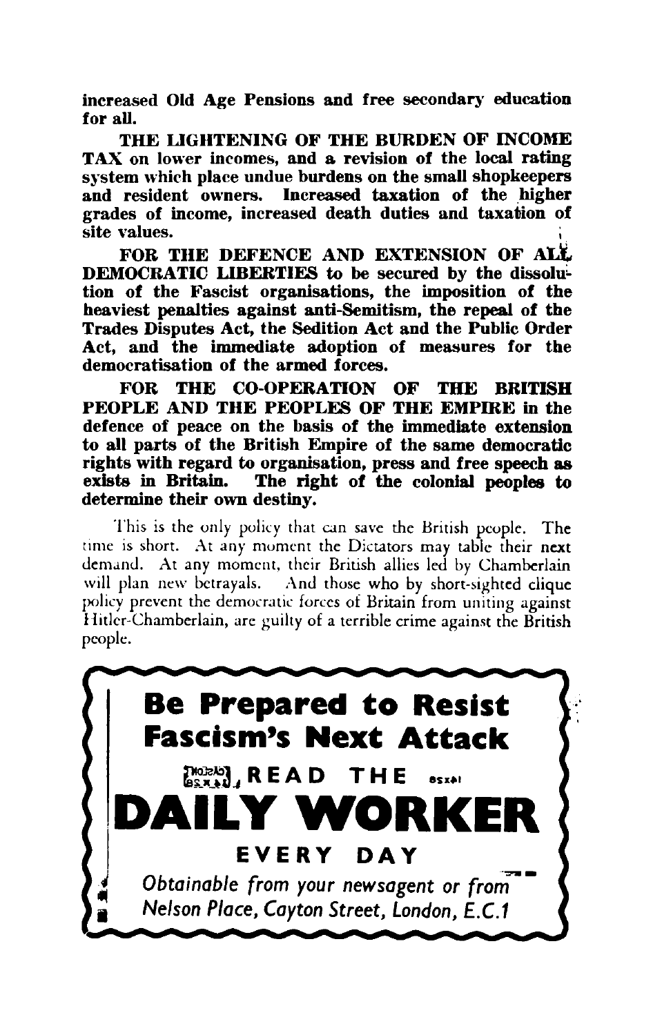**increased Old Age Pensions and free secondary education for all.**

**THE LIGHTENING OF THE BURDEN OF INCOME TAX on lower incomes, and a revision of the local rating system which place undue burdens on the small shopkeepers and resident owners. Increased taxation of the higher grades of income, increased death duties and taxation of site values.**

**FOR THE DEFENCE AND EXTENSION OF ALL DEMOCRATIC LIBERTIES to be secured by the dissolution of the Fascist organisations, the imposition of the heaviest penalties against anti-Semitism, the repeal of the Trades Disputes Act, the Sedition Act and the Public Order Act, and the immediate adoption of measures for the democratisation of the armed forces.**

**FOR THE CO-OPERATION OF THE BRITISH PEOPLE AND THE PEOPLES OF THE EMPIRE in the defence of peace on the basis of the immediate extension to all parts of the British Empire of the same democratic rights with regard to organisation, press and free speech as exists in Britain. The right of the colonial peoples to determine their own destiny.**

This is the only policy that can save the British people. The time is short. At any moment the Dictators may table their next demand. At any moment, their British allies led by Chamberlain will plan new betrayals. And those who by short-sighted clique policy prevent the democratic forces of Britain from uniting against Hitler-Chamberlain, are guilty of a terrible crime against the British people.

---

**Be Prepared to Resist Fascism's Next Attack**

**READ THE**

# DAILY WORKER

**EVERY DAY**

*Obtainable from your newsagent or from Nelson Place, Cayton Street, London, E.C.1*